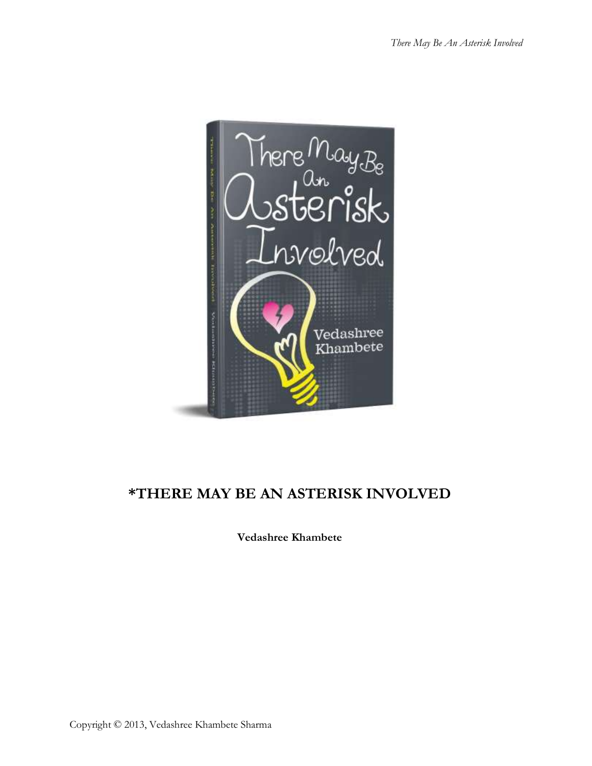# *THERE MAY BE AN ASTERISK INVOLVED

**Vedashree Khambete**

Copyright © 2013, Vedashree Khambete Sharma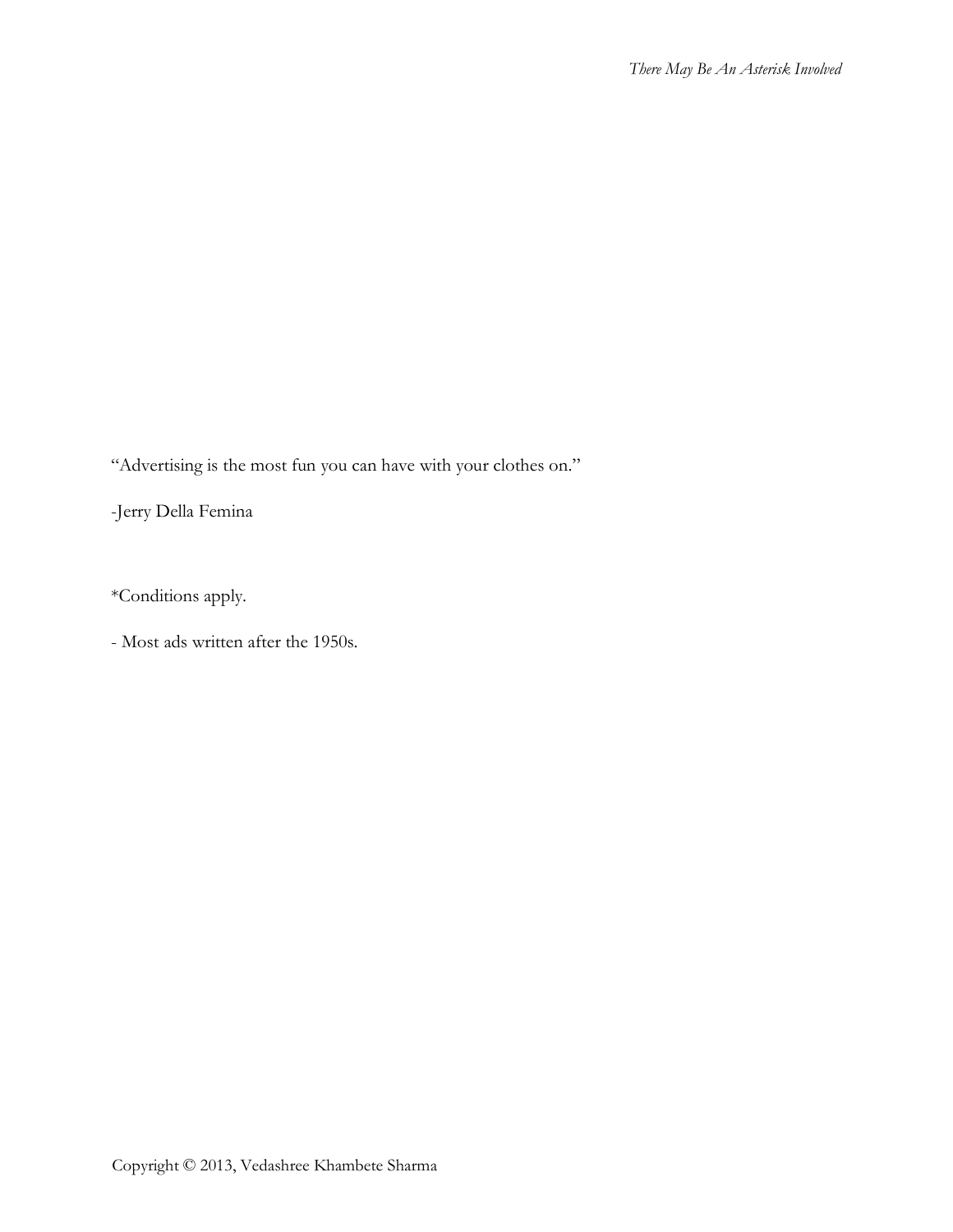"Advertising is the most fun you can have with your clothes on."

-Jerry Della Femina

*Conditions apply.

- Most ads written after the 1950s.

Copyright © 2013, Vedashree Khambete Sharma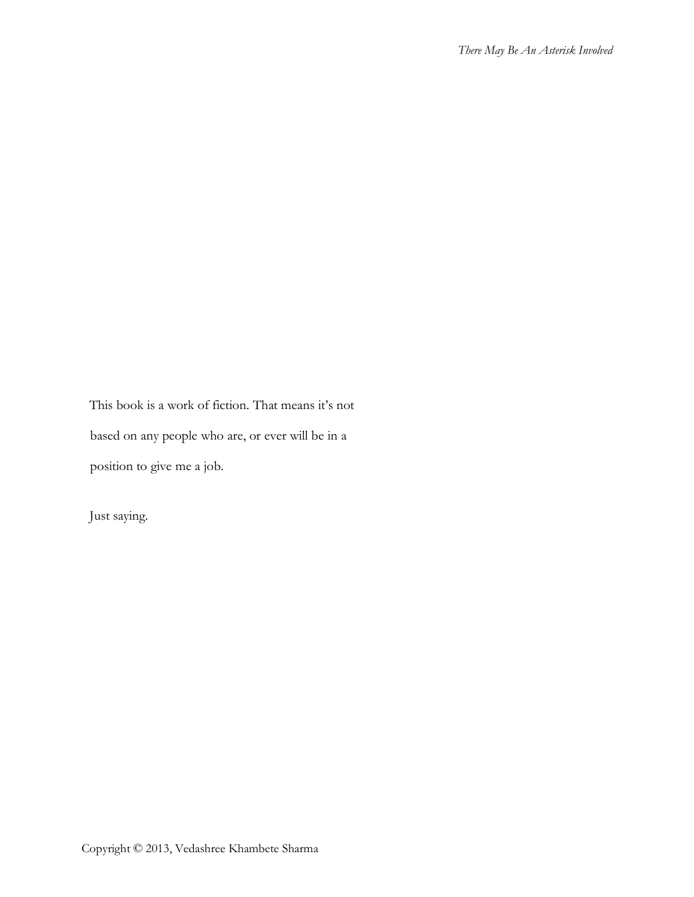This book is a work of fiction. That means it's not based on any people who are, or ever will be in a position to give me a job.

Just saying.

Copyright © 2013, Vedashree Khambete Sharma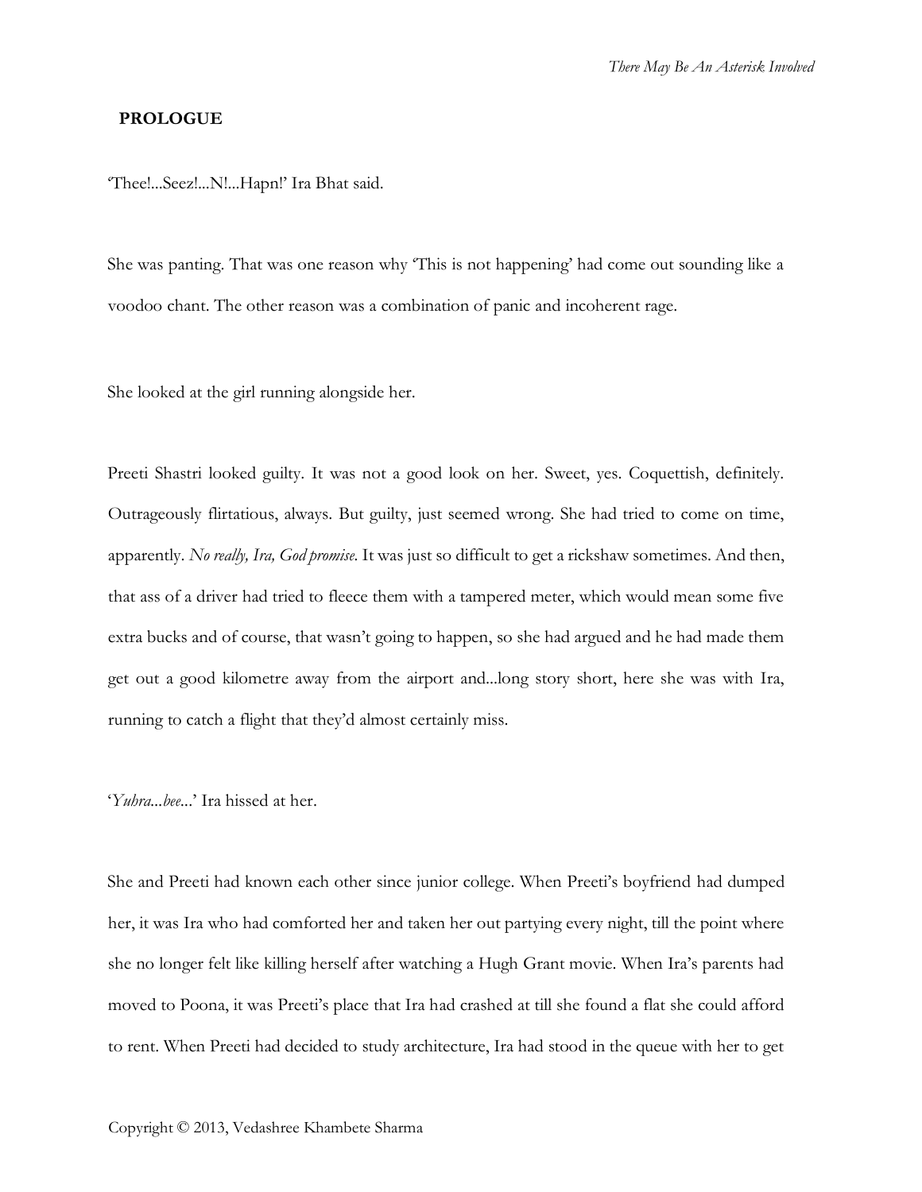**PROLOGUE**

'Thee!...Seez!...N!...Hapn!' Ira Bhat said.

She was panting. That was one reason why 'This is not happening' had come out sounding like a voodoo chant. The other reason was a combination of panic and incoherent rage.

She looked at the girl running alongside her.

Preeti Shastri looked guilty. It was not a good look on her. Sweet, yes. Coquettish, definitely. Outrageously flirtatious, always. But guilty, just seemed wrong. She had tried to come on time, apparently. *No really, Ira, God promise.* It was just so difficult to get a rickshaw sometimes. And then, that ass of a driver had tried to fleece them with a tampered meter, which would mean some five extra bucks and of course, that wasn't going to happen, so she had argued and he had made them get out a good kilometre away from the airport and...long story short, here she was with Ira, running to catch a flight that they'd almost certainly miss.

'*Yuhra...bee...*' Ira hissed at her.

She and Preeti had known each other since junior college. When Preeti's boyfriend had dumped her, it was Ira who had comforted her and taken her out partying every night, till the point where she no longer felt like killing herself after watching a Hugh Grant movie. When Ira's parents had moved to Poona, it was Preeti's place that Ira had crashed at till she found a flat she could afford to rent. When Preeti had decided to study architecture, Ira had stood in the queue with her to get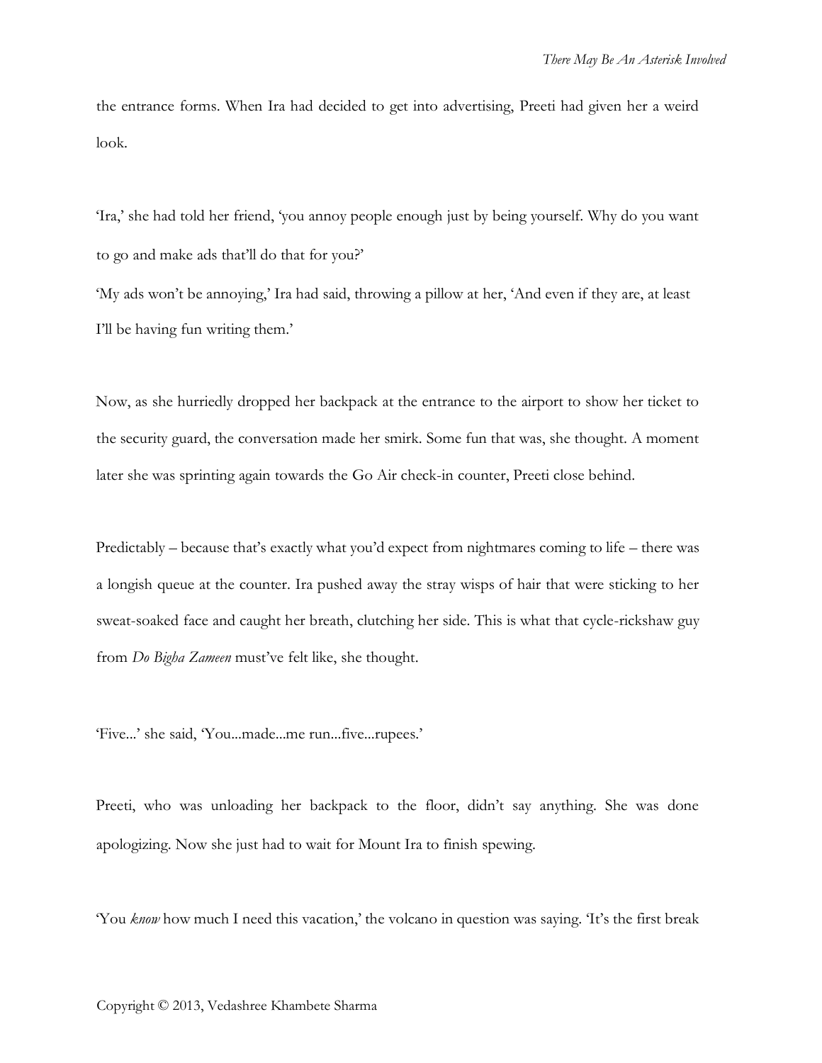the entrance forms. When Ira had decided to get into advertising, Preeti had given her a weird look.

'Ira,' she had told her friend, 'you annoy people enough just by being yourself. Why do you want to go and make ads that'll do that for you?'

'My ads won't be annoying,' Ira had said, throwing a pillow at her, 'And even if they are, at least I'll be having fun writing them.'

Now, as she hurriedly dropped her backpack at the entrance to the airport to show her ticket to the security guard, the conversation made her smirk. Some fun that was, she thought. A moment later she was sprinting again towards the Go Air check-in counter, Preeti close behind.

Predictably – because that's exactly what you'd expect from nightmares coming to life – there was a longish queue at the counter. Ira pushed away the stray wisps of hair that were sticking to her sweat-soaked face and caught her breath, clutching her side. This is what that cycle-rickshaw guy from *Do Bigha Zameen* must've felt like, she thought.

'Five...' she said, 'You...made...me run...five...rupees.'

Preeti, who was unloading her backpack to the floor, didn't say anything. She was done apologizing. Now she just had to wait for Mount Ira to finish spewing.

'You *know* how much I need this vacation,' the volcano in question was saying. 'It's the first break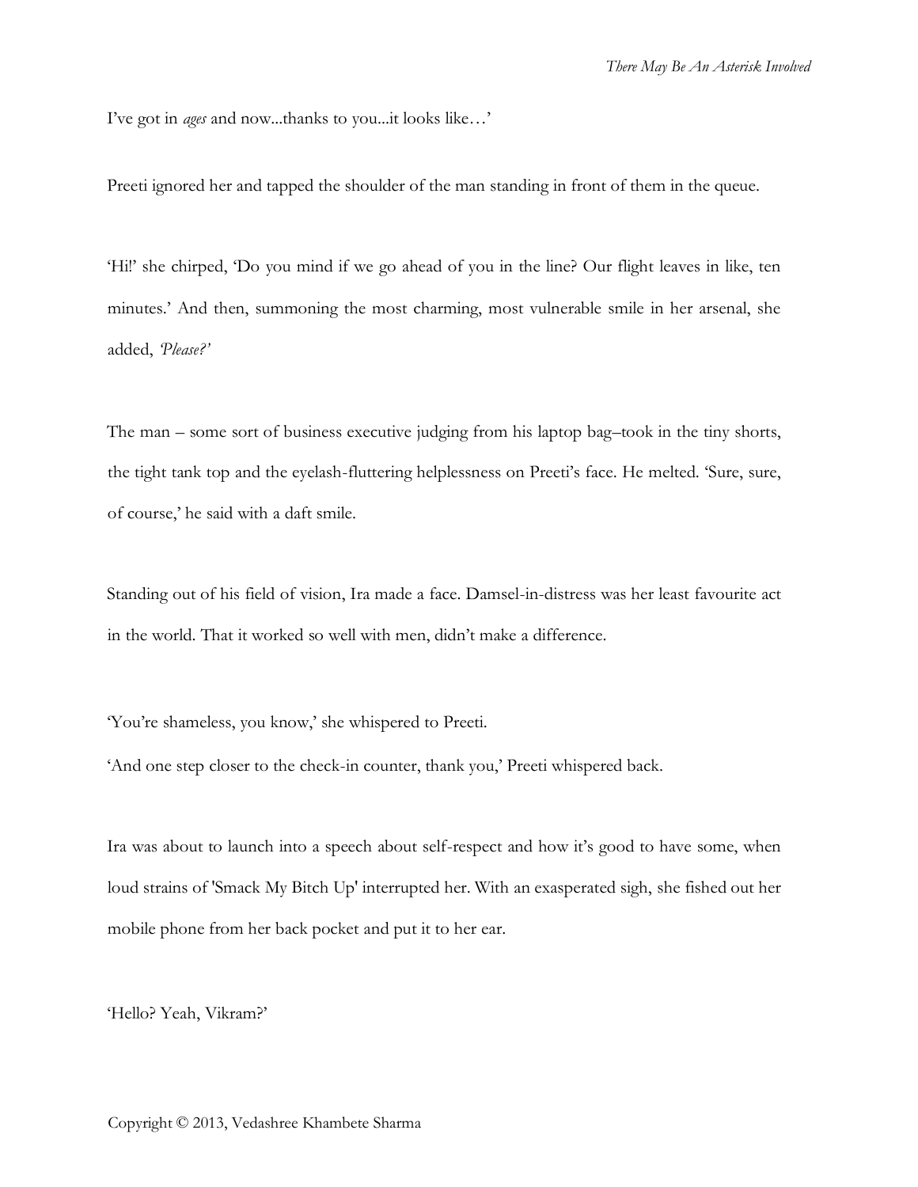I've got in *ages* and now...thanks to you...it looks like…'

Preeti ignored her and tapped the shoulder of the man standing in front of them in the queue.

'Hi!' she chirped, 'Do you mind if we go ahead of you in the line? Our flight leaves in like, ten minutes.' And then, summoning the most charming, most vulnerable smile in her arsenal, she added, *'Please?'*

The man – some sort of business executive judging from his laptop bag–took in the tiny shorts, the tight tank top and the eyelash-fluttering helplessness on Preeti's face. He melted. 'Sure, sure, of course,' he said with a daft smile.

Standing out of his field of vision, Ira made a face. Damsel-in-distress was her least favourite act in the world. That it worked so well with men, didn't make a difference.

'You're shameless, you know,' she whispered to Preeti.

'And one step closer to the check-in counter, thank you,' Preeti whispered back.

Ira was about to launch into a speech about self-respect and how it's good to have some, when loud strains of 'Smack My Bitch Up' interrupted her. With an exasperated sigh, she fished out her mobile phone from her back pocket and put it to her ear.

'Hello? Yeah, Vikram?'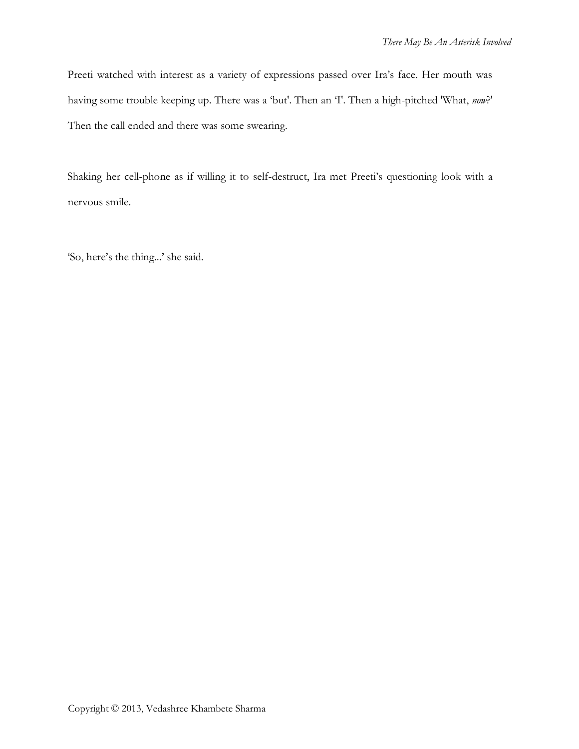Preeti watched with interest as a variety of expressions passed over Ira's face. Her mouth was having some trouble keeping up. There was a 'but'. Then an 'I'. Then a high-pitched 'What, *now*?' Then the call ended and there was some swearing.

Shaking her cell-phone as if willing it to self-destruct, Ira met Preeti's questioning look with a nervous smile.

'So, here's the thing...' she said.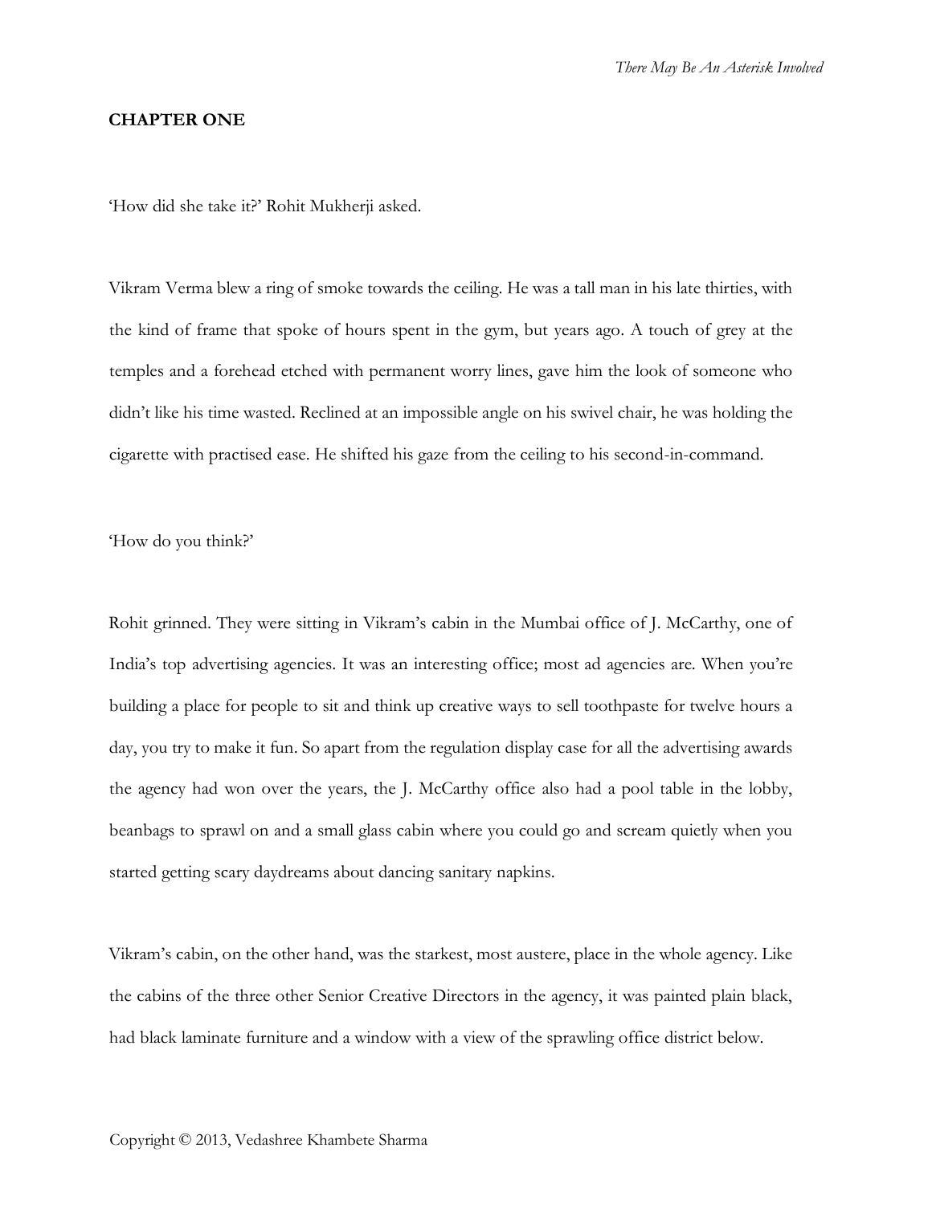## CHAPTER ONE

'How did she take it?' Rohit Mukherji asked.

Vikram Verma blew a ring of smoke towards the ceiling. He was a tall man in his late thirties, with the kind of frame that spoke of hours spent in the gym, but years ago. A touch of grey at the temples and a forehead etched with permanent worry lines, gave him the look of someone who didn't like his time wasted. Reclined at an impossible angle on his swivel chair, he was holding the cigarette with practised ease. He shifted his gaze from the ceiling to his second-in-command.

'How do you think?'

Rohit grinned. They were sitting in Vikram's cabin in the Mumbai office of J. McCarthy, one of India's top advertising agencies. It was an interesting office; most ad agencies are. When you're building a place for people to sit and think up creative ways to sell toothpaste for twelve hours a day, you try to make it fun. So apart from the regulation display case for all the advertising awards the agency had won over the years, the J. McCarthy office also had a pool table in the lobby, beanbags to sprawl on and a small glass cabin where you could go and scream quietly when you started getting scary daydreams about dancing sanitary napkins.

Vikram's cabin, on the other hand, was the starkest, most austere, place in the whole agency. Like the cabins of the three other Senior Creative Directors in the agency, it was painted plain black, had black laminate furniture and a window with a view of the sprawling office district below.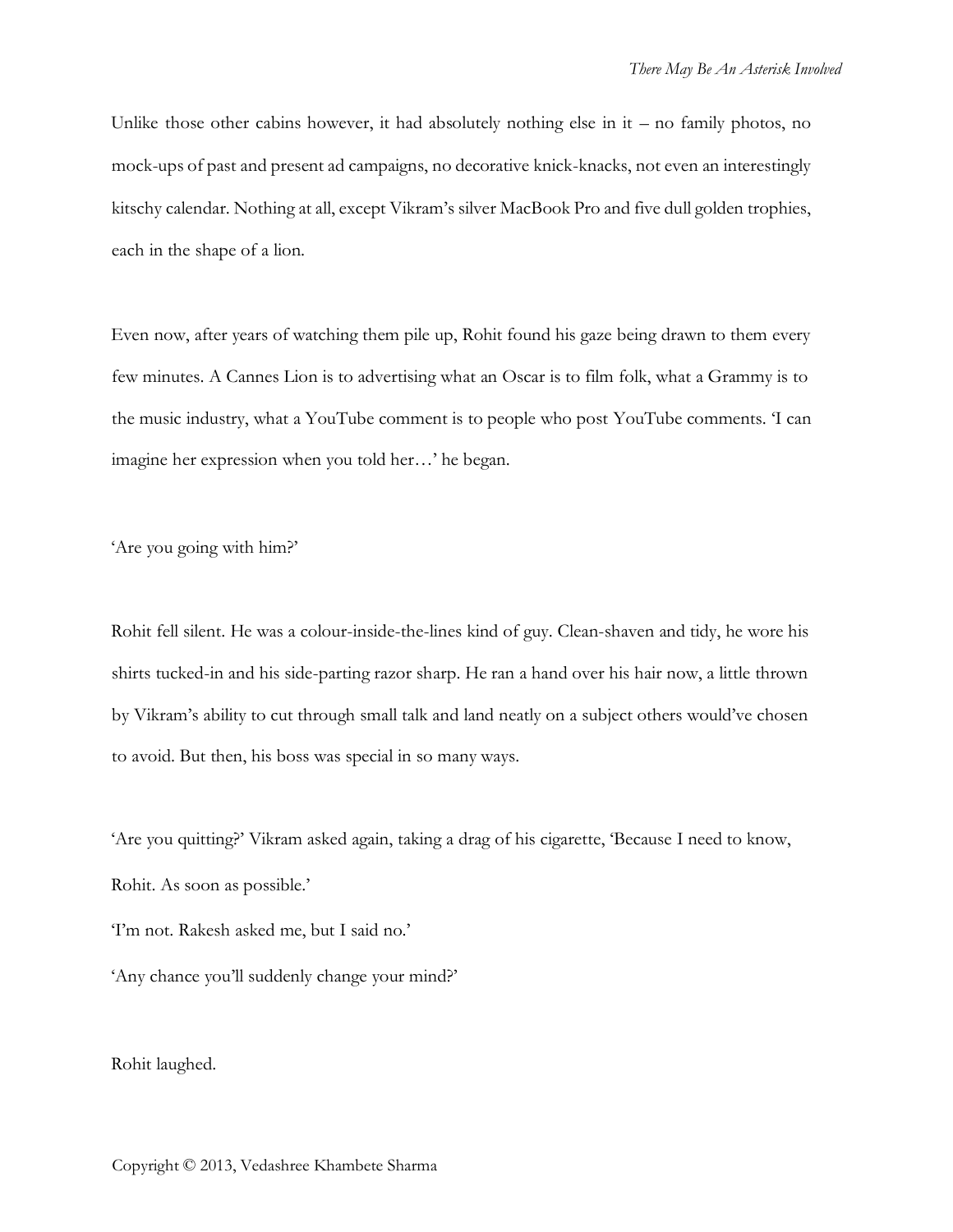Unlike those other cabins however, it had absolutely nothing else in it – no family photos, no mock-ups of past and present ad campaigns, no decorative knick-knacks, not even an interestingly kitschy calendar. Nothing at all, except Vikram's silver MacBook Pro and five dull golden trophies, each in the shape of a lion.

Even now, after years of watching them pile up, Rohit found his gaze being drawn to them every few minutes. A Cannes Lion is to advertising what an Oscar is to film folk, what a Grammy is to the music industry, what a YouTube comment is to people who post YouTube comments. 'I can imagine her expression when you told her…' he began.

'Are you going with him?'

Rohit fell silent. He was a colour-inside-the-lines kind of guy. Clean-shaven and tidy, he wore his shirts tucked-in and his side-parting razor sharp. He ran a hand over his hair now, a little thrown by Vikram's ability to cut through small talk and land neatly on a subject others would've chosen to avoid. But then, his boss was special in so many ways.

'Are you quitting?' Vikram asked again, taking a drag of his cigarette, 'Because I need to know, Rohit. As soon as possible.'

'I'm not. Rakesh asked me, but I said no.'

'Any chance you'll suddenly change your mind?'

Rohit laughed.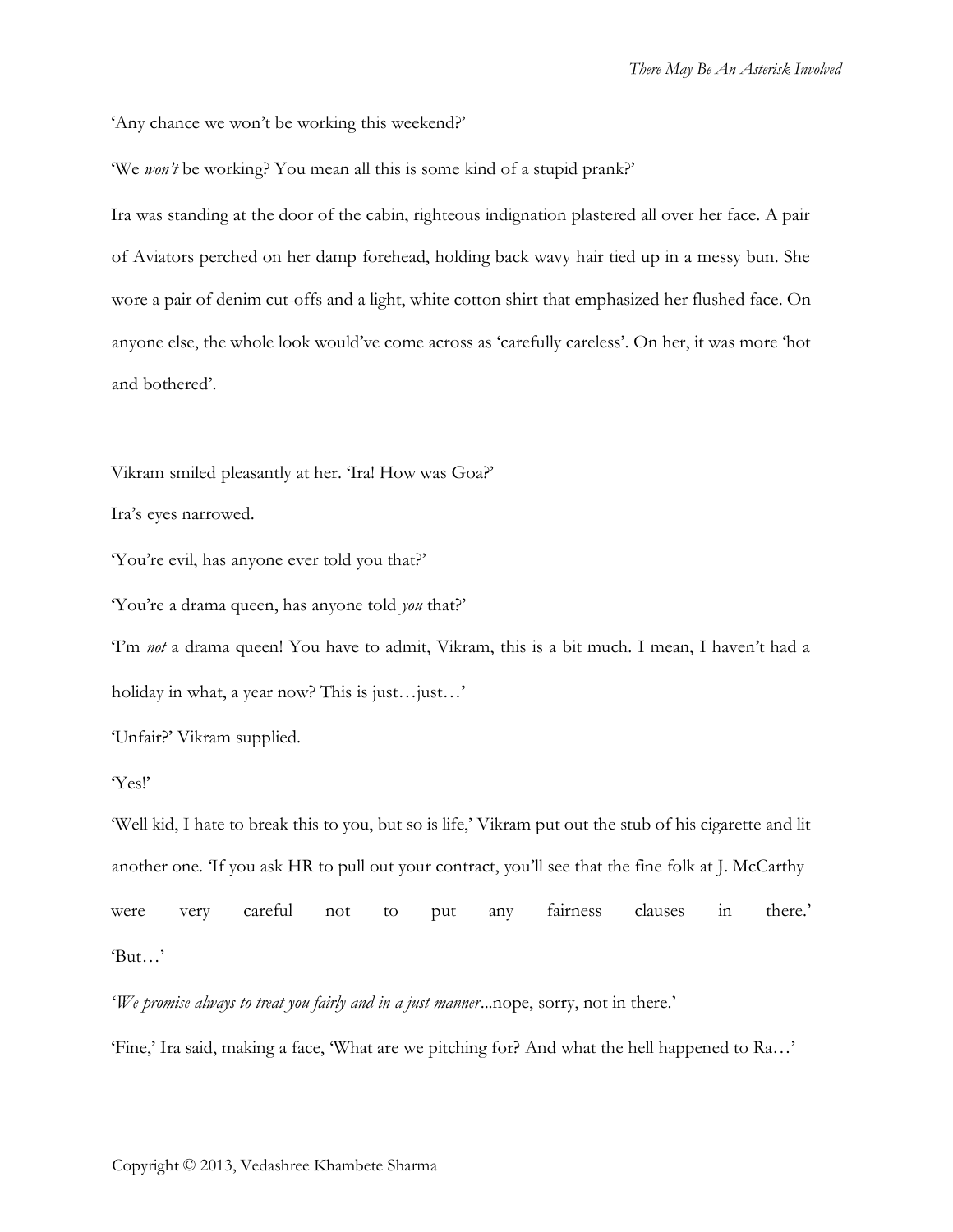'Any chance we won't be working this weekend?'

'We *won't* be working? You mean all this is some kind of a stupid prank?'

Ira was standing at the door of the cabin, righteous indignation plastered all over her face. A pair of Aviators perched on her damp forehead, holding back wavy hair tied up in a messy bun. She wore a pair of denim cut-offs and a light, white cotton shirt that emphasized her flushed face. On anyone else, the whole look would've come across as 'carefully careless'. On her, it was more 'hot and bothered'.

Vikram smiled pleasantly at her. 'Ira! How was Goa?'

Ira's eyes narrowed.

'You're evil, has anyone ever told you that?'

'You're a drama queen, has anyone told *you* that?'

'I'm *not* a drama queen! You have to admit, Vikram, this is a bit much. I mean, I haven't had a holiday in what, a year now? This is just…just…'

'Unfair?' Vikram supplied.

'Yes!'

'Well kid, I hate to break this to you, but so is life,' Vikram put out the stub of his cigarette and lit another one. 'If you ask HR to pull out your contract, you'll see that the fine folk at J. McCarthy were very careful not to put any fairness clauses in there.'

'But…'

'*We promise always to treat you fairly and in a just manner*...nope, sorry, not in there.'

'Fine,' Ira said, making a face, 'What are we pitching for? And what the hell happened to Ra…'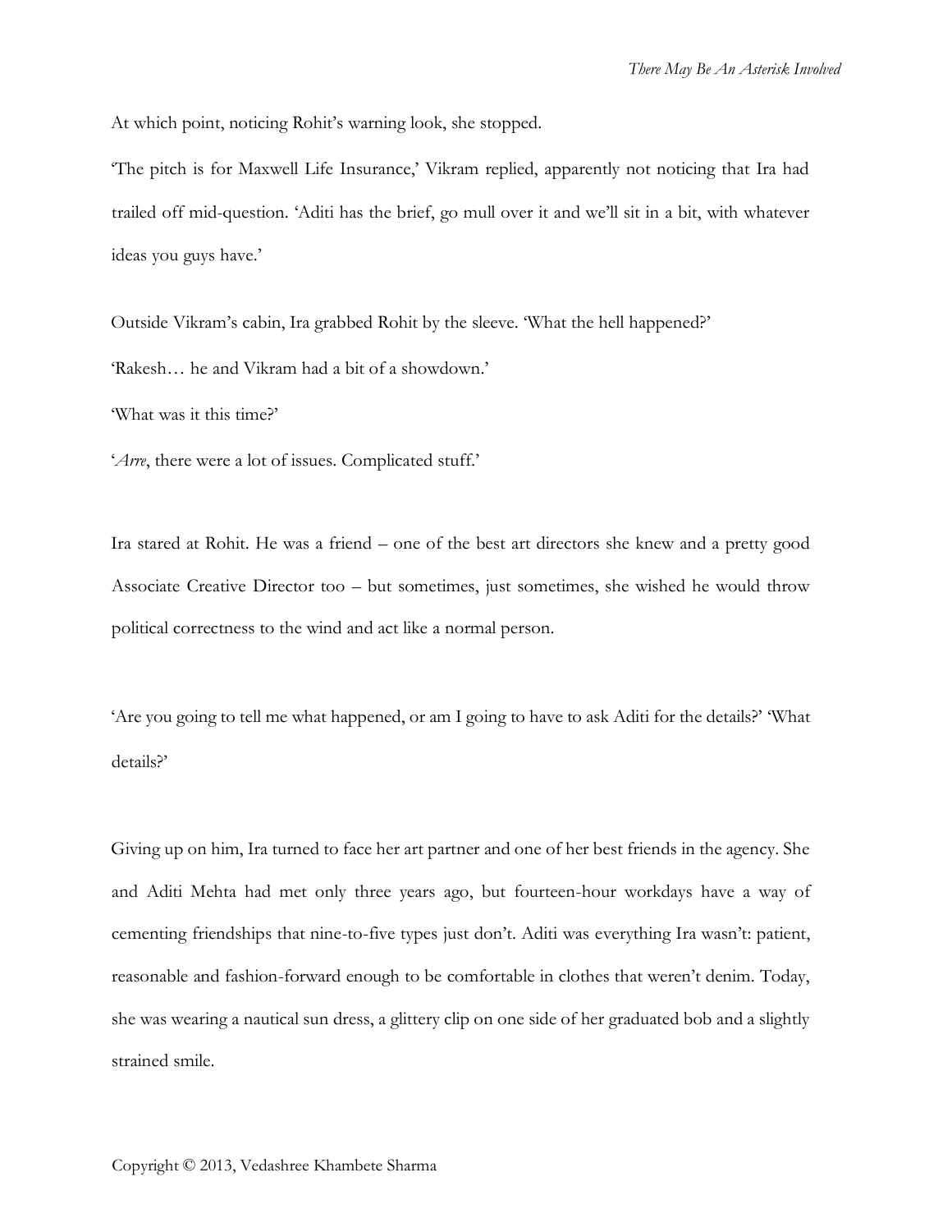At which point, noticing Rohit's warning look, she stopped.

'The pitch is for Maxwell Life Insurance,' Vikram replied, apparently not noticing that Ira had trailed off mid-question. 'Aditi has the brief, go mull over it and we'll sit in a bit, with whatever ideas you guys have.'

Outside Vikram's cabin, Ira grabbed Rohit by the sleeve. 'What the hell happened?'

'Rakesh… he and Vikram had a bit of a showdown.'

'What was it this time?'

'*Arre*, there were a lot of issues. Complicated stuff.'

Ira stared at Rohit. He was a friend – one of the best art directors she knew and a pretty good Associate Creative Director too – but sometimes, just sometimes, she wished he would throw political correctness to the wind and act like a normal person.

'Are you going to tell me what happened, or am I going to have to ask Aditi for the details?' 'What details?'

Giving up on him, Ira turned to face her art partner and one of her best friends in the agency. She and Aditi Mehta had met only three years ago, but fourteen-hour workdays have a way of cementing friendships that nine-to-five types just don't. Aditi was everything Ira wasn't: patient, reasonable and fashion-forward enough to be comfortable in clothes that weren't denim. Today, she was wearing a nautical sun dress, a glittery clip on one side of her graduated bob and a slightly strained smile.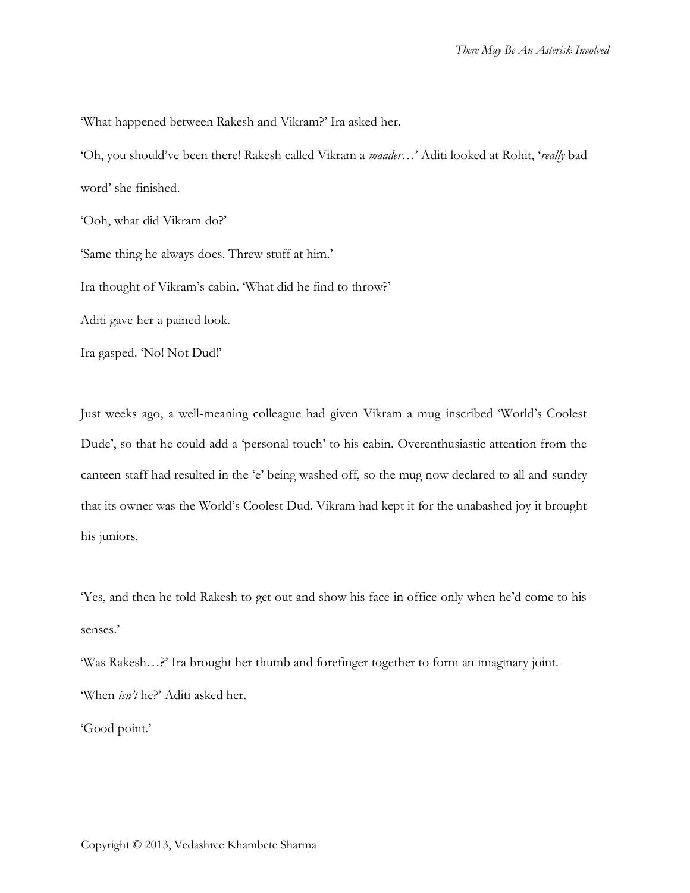'What happened between Rakesh and Vikram?' Ira asked her.

'Oh, you should've been there! Rakesh called Vikram a *maader*…' Aditi looked at Rohit, '*really* bad word' she finished.

'Ooh, what did Vikram do?'

'Same thing he always does. Threw stuff at him.'

Ira thought of Vikram's cabin. 'What did he find to throw?'

Aditi gave her a pained look.

Ira gasped. 'No! Not Dud!'

Just weeks ago, a well-meaning colleague had given Vikram a mug inscribed 'World's Coolest Dude', so that he could add a 'personal touch' to his cabin. Overenthusiastic attention from the canteen staff had resulted in the 'e' being washed off, so the mug now declared to all and sundry that its owner was the World's Coolest Dud. Vikram had kept it for the unabashed joy it brought his juniors.

'Yes, and then he told Rakesh to get out and show his face in office only when he'd come to his senses.'

'Was Rakesh…?' Ira brought her thumb and forefinger together to form an imaginary joint.

'When *isn't* he?' Aditi asked her.

'Good point.'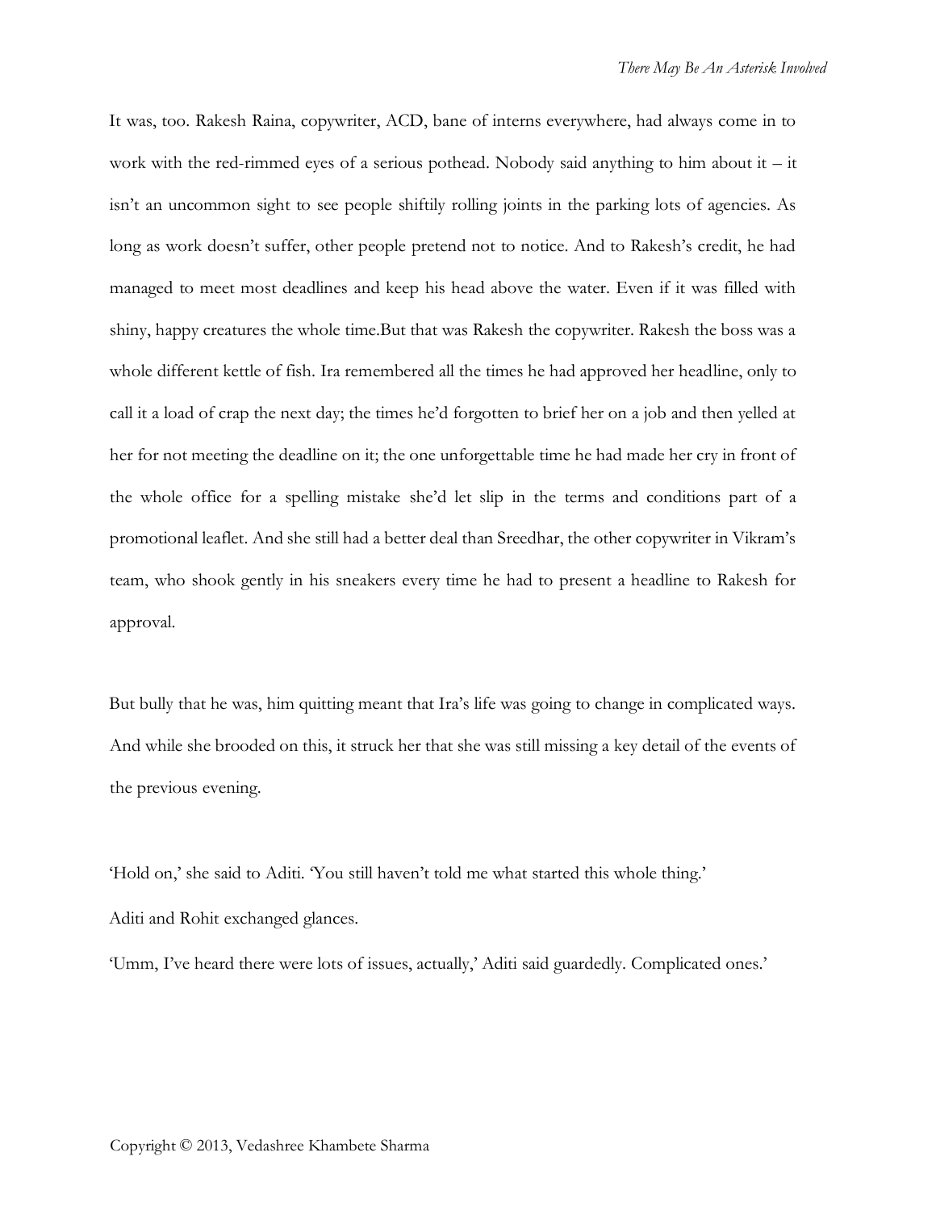It was, too. Rakesh Raina, copywriter, ACD, bane of interns everywhere, had always come in to work with the red-rimmed eyes of a serious pothead. Nobody said anything to him about it – it isn't an uncommon sight to see people shiftily rolling joints in the parking lots of agencies. As long as work doesn't suffer, other people pretend not to notice. And to Rakesh's credit, he had managed to meet most deadlines and keep his head above the water. Even if it was filled with shiny, happy creatures the whole time.But that was Rakesh the copywriter. Rakesh the boss was a whole different kettle of fish. Ira remembered all the times he had approved her headline, only to call it a load of crap the next day; the times he'd forgotten to brief her on a job and then yelled at her for not meeting the deadline on it; the one unforgettable time he had made her cry in front of the whole office for a spelling mistake she'd let slip in the terms and conditions part of a promotional leaflet. And she still had a better deal than Sreedhar, the other copywriter in Vikram's team, who shook gently in his sneakers every time he had to present a headline to Rakesh for approval.

But bully that he was, him quitting meant that Ira's life was going to change in complicated ways. And while she brooded on this, it struck her that she was still missing a key detail of the events of the previous evening.

'Hold on,' she said to Aditi. 'You still haven't told me what started this whole thing.'

Aditi and Rohit exchanged glances.

'Umm, I've heard there were lots of issues, actually,' Aditi said guardedly. Complicated ones.'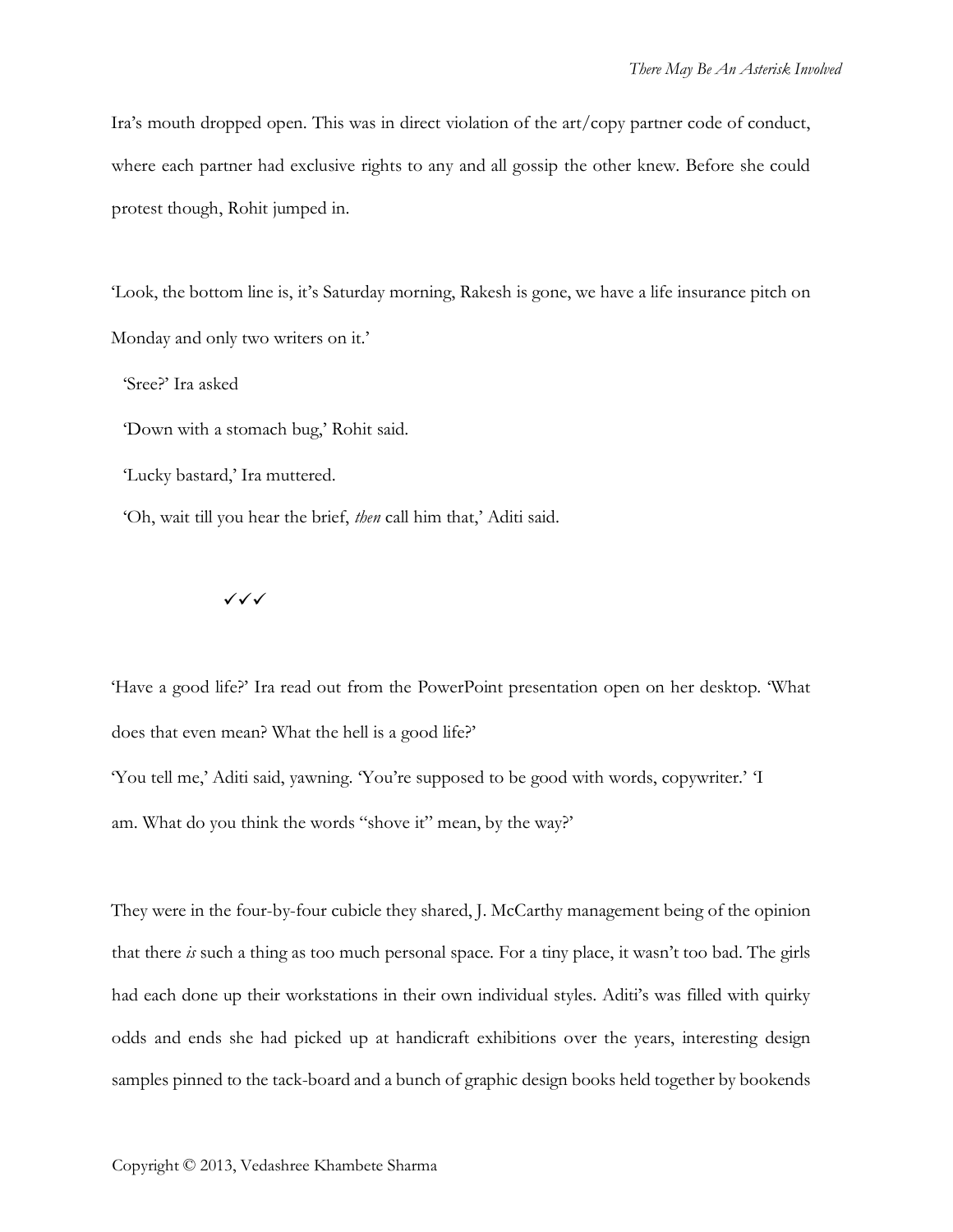Ira's mouth dropped open. This was in direct violation of the art/copy partner code of conduct, where each partner had exclusive rights to any and all gossip the other knew. Before she could protest though, Rohit jumped in.

'Look, the bottom line is, it's Saturday morning, Rakesh is gone, we have a life insurance pitch on Monday and only two writers on it.'

'Sree?' Ira asked

'Down with a stomach bug,' Rohit said.

'Lucky bastard,' Ira muttered.

'Oh, wait till you hear the brief, *then* call him that,' Aditi said.

✓✓✓

'Have a good life?' Ira read out from the PowerPoint presentation open on her desktop. 'What does that even mean? What the hell is a good life?'

'You tell me,' Aditi said, yawning. 'You're supposed to be good with words, copywriter.' 'I am. What do you think the words "shove it" mean, by the way?'

They were in the four-by-four cubicle they shared, J. McCarthy management being of the opinion that there *is* such a thing as too much personal space. For a tiny place, it wasn't too bad. The girls had each done up their workstations in their own individual styles. Aditi's was filled with quirky odds and ends she had picked up at handicraft exhibitions over the years, interesting design samples pinned to the tack-board and a bunch of graphic design books held together by bookends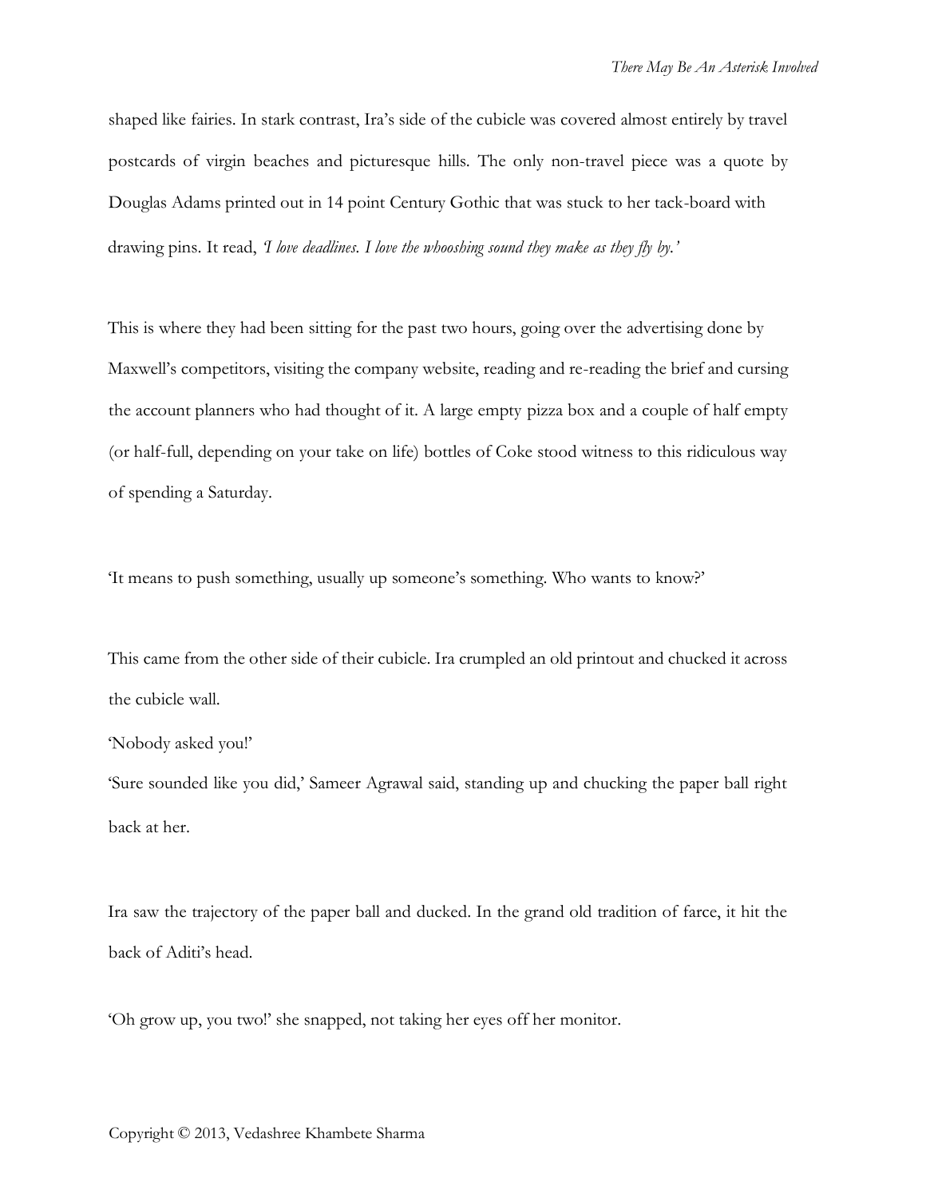shaped like fairies. In stark contrast, Ira's side of the cubicle was covered almost entirely by travel postcards of virgin beaches and picturesque hills. The only non-travel piece was a quote by Douglas Adams printed out in 14 point Century Gothic that was stuck to her tack-board with drawing pins. It read, *'I love deadlines. I love the whooshing sound they make as they fly by.'*

This is where they had been sitting for the past two hours, going over the advertising done by Maxwell's competitors, visiting the company website, reading and re-reading the brief and cursing the account planners who had thought of it. A large empty pizza box and a couple of half empty (or half-full, depending on your take on life) bottles of Coke stood witness to this ridiculous way of spending a Saturday.

'It means to push something, usually up someone's something. Who wants to know?'

This came from the other side of their cubicle. Ira crumpled an old printout and chucked it across the cubicle wall.

'Nobody asked you!'

'Sure sounded like you did,' Sameer Agrawal said, standing up and chucking the paper ball right back at her.

Ira saw the trajectory of the paper ball and ducked. In the grand old tradition of farce, it hit the back of Aditi's head.

'Oh grow up, you two!' she snapped, not taking her eyes off her monitor.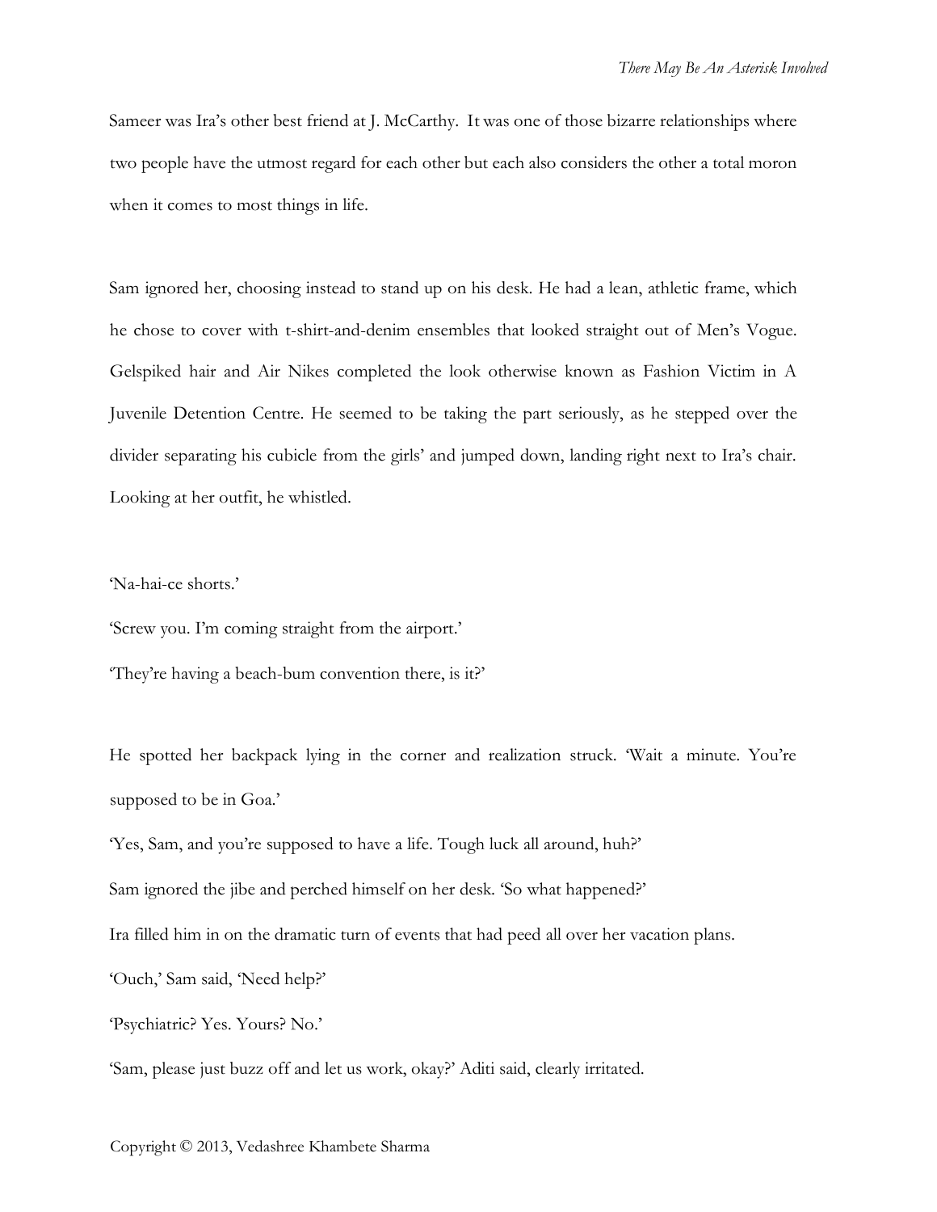Sameer was Ira's other best friend at J. McCarthy. It was one of those bizarre relationships where two people have the utmost regard for each other but each also considers the other a total moron when it comes to most things in life.

Sam ignored her, choosing instead to stand up on his desk. He had a lean, athletic frame, which he chose to cover with t-shirt-and-denim ensembles that looked straight out of Men's Vogue. Gelspiked hair and Air Nikes completed the look otherwise known as Fashion Victim in A Juvenile Detention Centre. He seemed to be taking the part seriously, as he stepped over the divider separating his cubicle from the girls' and jumped down, landing right next to Ira's chair. Looking at her outfit, he whistled.

'Na-hai-ce shorts.'

'Screw you. I'm coming straight from the airport.'

'They're having a beach-bum convention there, is it?'

He spotted her backpack lying in the corner and realization struck. 'Wait a minute. You're supposed to be in Goa.'

'Yes, Sam, and you're supposed to have a life. Tough luck all around, huh?'

Sam ignored the jibe and perched himself on her desk. 'So what happened?'

Ira filled him in on the dramatic turn of events that had peed all over her vacation plans.

'Ouch,' Sam said, 'Need help?'

'Psychiatric? Yes. Yours? No.'

'Sam, please just buzz off and let us work, okay?' Aditi said, clearly irritated.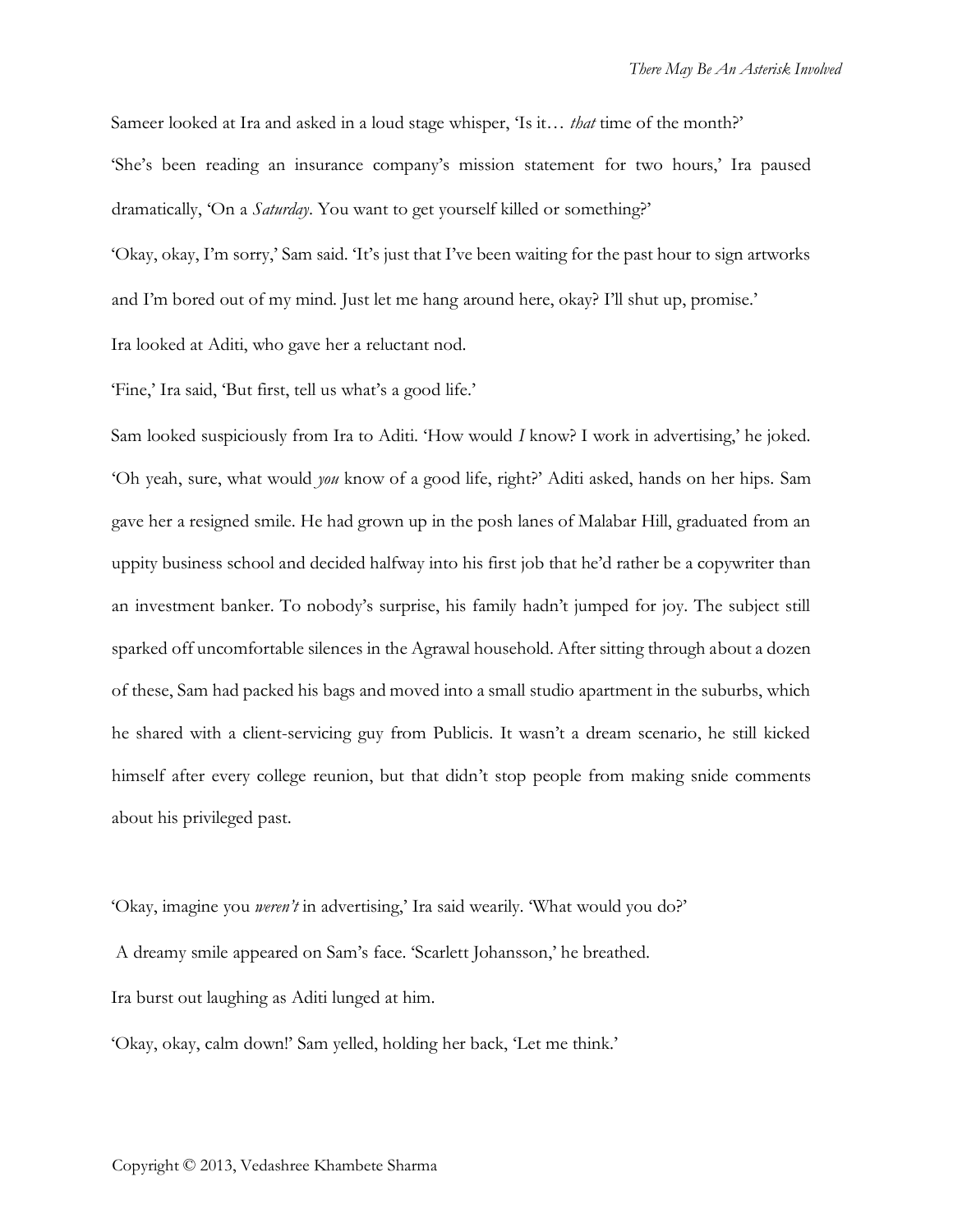Sameer looked at Ira and asked in a loud stage whisper, 'Is it… *that* time of the month?'

'She's been reading an insurance company's mission statement for two hours,' Ira paused dramatically, 'On a *Saturday*. You want to get yourself killed or something?'

'Okay, okay, I'm sorry,' Sam said. 'It's just that I've been waiting for the past hour to sign artworks and I'm bored out of my mind. Just let me hang around here, okay? I'll shut up, promise.'

Ira looked at Aditi, who gave her a reluctant nod.

'Fine,' Ira said, 'But first, tell us what's a good life.'

Sam looked suspiciously from Ira to Aditi. 'How would *I* know? I work in advertising,' he joked. 'Oh yeah, sure, what would *you* know of a good life, right?' Aditi asked, hands on her hips. Sam gave her a resigned smile. He had grown up in the posh lanes of Malabar Hill, graduated from an uppity business school and decided halfway into his first job that he'd rather be a copywriter than an investment banker. To nobody's surprise, his family hadn't jumped for joy. The subject still sparked off uncomfortable silences in the Agrawal household. After sitting through about a dozen of these, Sam had packed his bags and moved into a small studio apartment in the suburbs, which he shared with a client-servicing guy from Publicis. It wasn't a dream scenario, he still kicked himself after every college reunion, but that didn't stop people from making snide comments about his privileged past.

'Okay, imagine you *weren't* in advertising,' Ira said wearily. 'What would you do?'

A dreamy smile appeared on Sam's face. 'Scarlett Johansson,' he breathed.

Ira burst out laughing as Aditi lunged at him.

'Okay, okay, calm down!' Sam yelled, holding her back, 'Let me think.'

Copyright © 2013, Vedashree Khambete Sharma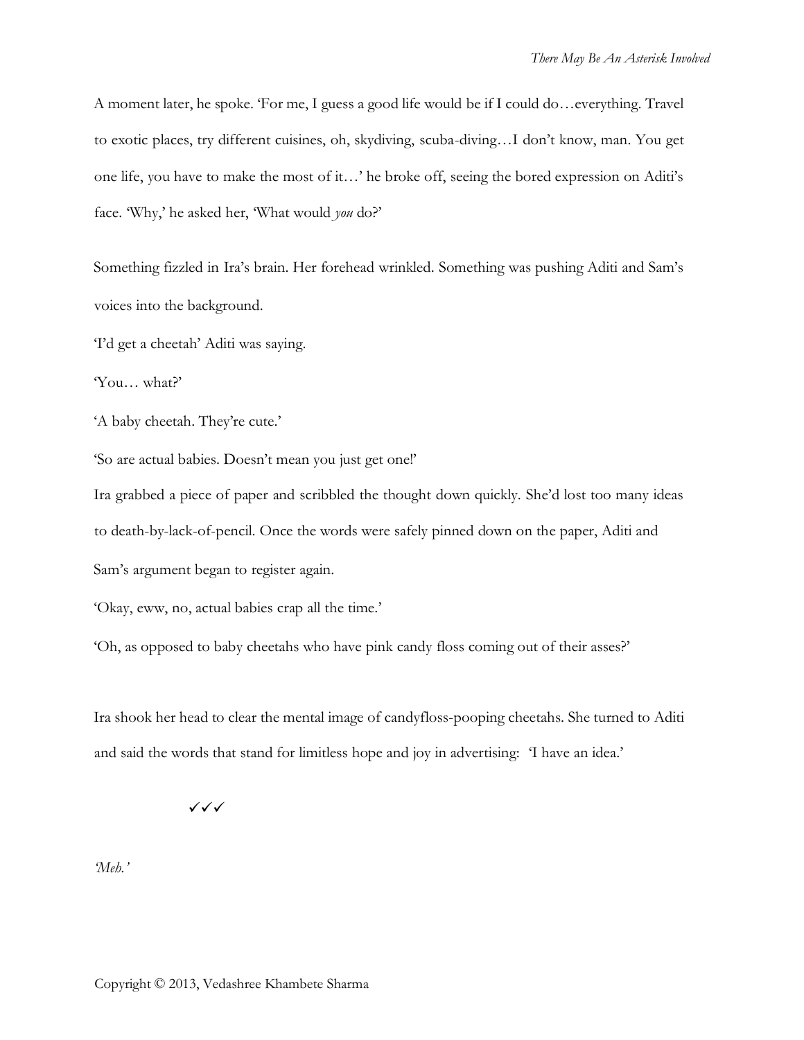A moment later, he spoke. 'For me, I guess a good life would be if I could do…everything. Travel to exotic places, try different cuisines, oh, skydiving, scuba-diving…I don't know, man. You get one life, you have to make the most of it…' he broke off, seeing the bored expression on Aditi's face. 'Why,' he asked her, 'What would *you* do?'

Something fizzled in Ira's brain. Her forehead wrinkled. Something was pushing Aditi and Sam's voices into the background.

'I'd get a cheetah' Aditi was saying.

'You… what?'

'A baby cheetah. They're cute.'

'So are actual babies. Doesn't mean you just get one!'

Ira grabbed a piece of paper and scribbled the thought down quickly. She'd lost too many ideas to death-by-lack-of-pencil. Once the words were safely pinned down on the paper, Aditi and Sam's argument began to register again.

'Okay, eww, no, actual babies crap all the time.'

'Oh, as opposed to baby cheetahs who have pink candy floss coming out of their asses?'

Ira shook her head to clear the mental image of candyfloss-pooping cheetahs. She turned to Aditi and said the words that stand for limitless hope and joy in advertising: 'I have an idea.'

✓✓✓

*'Meh.'*

Copyright © 2013, Vedashree Khambete Sharma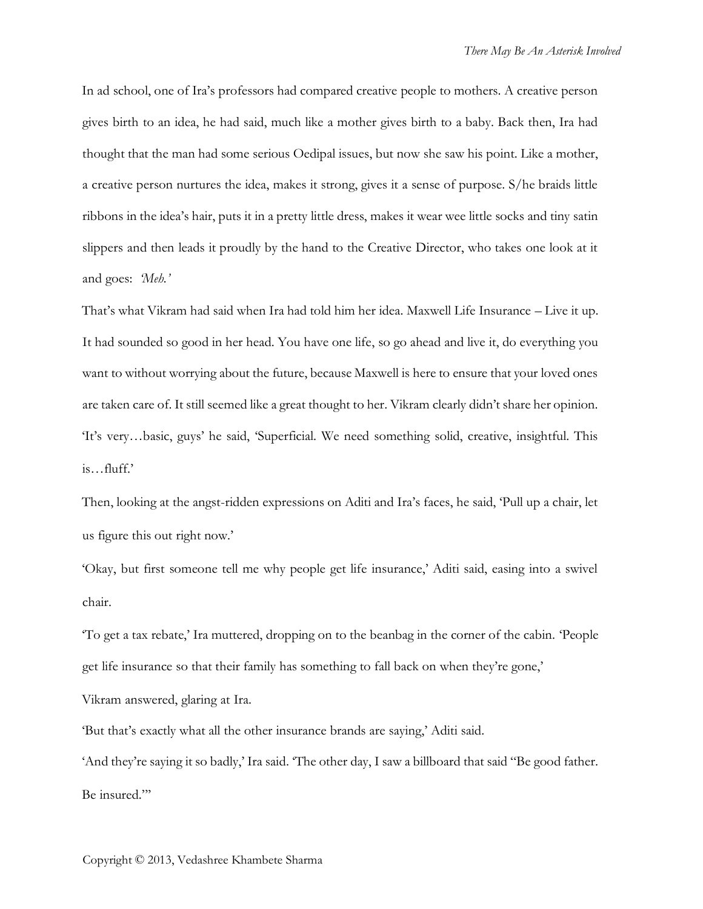In ad school, one of Ira's professors had compared creative people to mothers. A creative person gives birth to an idea, he had said, much like a mother gives birth to a baby. Back then, Ira had thought that the man had some serious Oedipal issues, but now she saw his point. Like a mother, a creative person nurtures the idea, makes it strong, gives it a sense of purpose. S/he braids little ribbons in the idea's hair, puts it in a pretty little dress, makes it wear wee little socks and tiny satin slippers and then leads it proudly by the hand to the Creative Director, who takes one look at it and goes: *'Meh.'*

That's what Vikram had said when Ira had told him her idea. Maxwell Life Insurance – Live it up. It had sounded so good in her head. You have one life, so go ahead and live it, do everything you want to without worrying about the future, because Maxwell is here to ensure that your loved ones are taken care of. It still seemed like a great thought to her. Vikram clearly didn't share her opinion. 'It's very…basic, guys' he said, 'Superficial. We need something solid, creative, insightful. This is…fluff.'

Then, looking at the angst-ridden expressions on Aditi and Ira's faces, he said, 'Pull up a chair, let us figure this out right now.'

'Okay, but first someone tell me why people get life insurance,' Aditi said, easing into a swivel chair.

'To get a tax rebate,' Ira muttered, dropping on to the beanbag in the corner of the cabin. 'People get life insurance so that their family has something to fall back on when they're gone,'

Vikram answered, glaring at Ira.

'But that's exactly what all the other insurance brands are saying,' Aditi said.

'And they're saying it so badly,' Ira said. 'The other day, I saw a billboard that said "Be good father. Be insured."'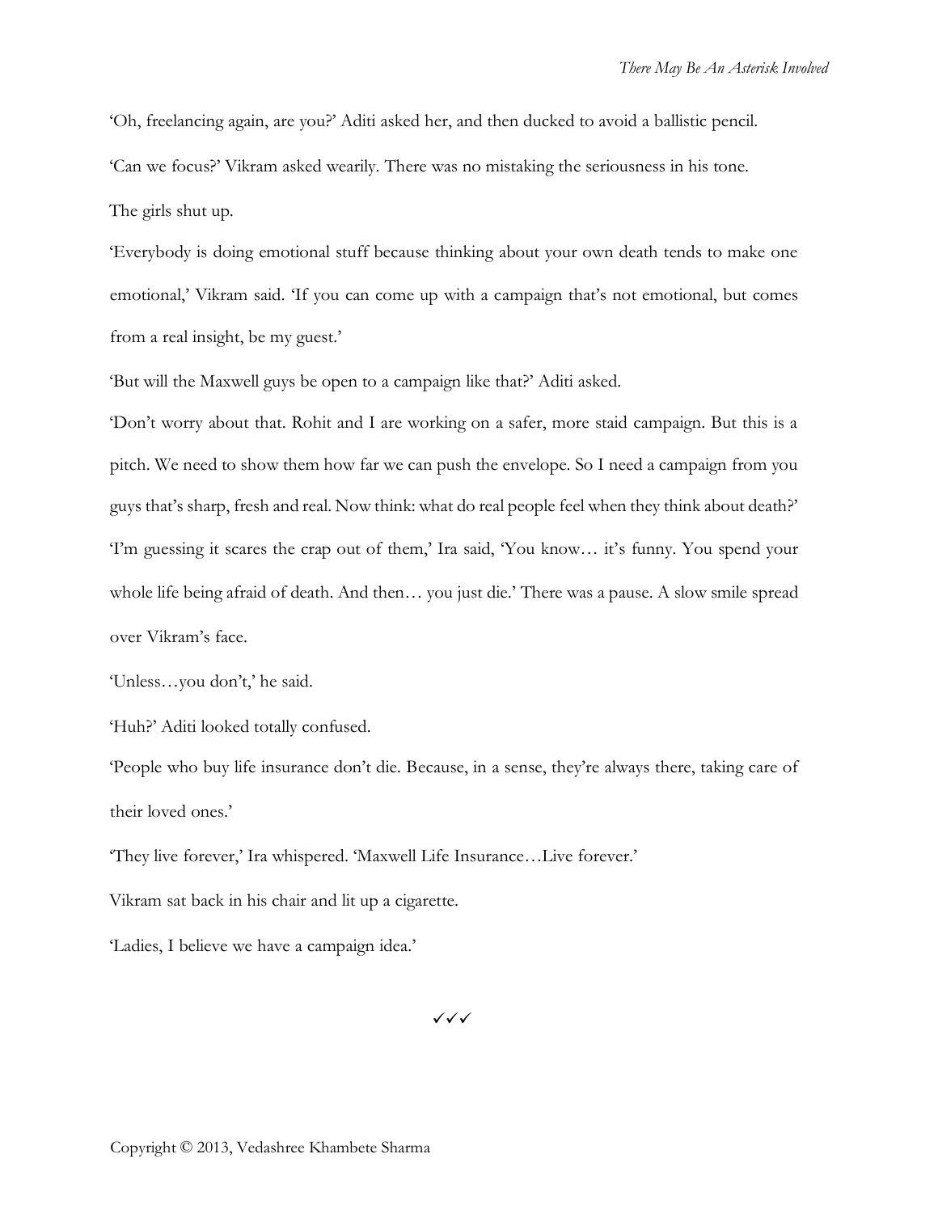'Oh, freelancing again, are you?' Aditi asked her, and then ducked to avoid a ballistic pencil.

'Can we focus?' Vikram asked wearily. There was no mistaking the seriousness in his tone.

The girls shut up.

'Everybody is doing emotional stuff because thinking about your own death tends to make one emotional,' Vikram said. 'If you can come up with a campaign that's not emotional, but comes from a real insight, be my guest.'

'But will the Maxwell guys be open to a campaign like that?' Aditi asked.

'Don't worry about that. Rohit and I are working on a safer, more staid campaign. But this is a pitch. We need to show them how far we can push the envelope. So I need a campaign from you guys that's sharp, fresh and real. Now think: what do real people feel when they think about death?'

'I'm guessing it scares the crap out of them,' Ira said, 'You know… it's funny. You spend your whole life being afraid of death. And then… you just die.' There was a pause. A slow smile spread over Vikram's face.

'Unless…you don't,' he said.

'Huh?' Aditi looked totally confused.

'People who buy life insurance don't die. Because, in a sense, they're always there, taking care of their loved ones.'

'They live forever,' Ira whispered. 'Maxwell Life Insurance…Live forever.'

Vikram sat back in his chair and lit up a cigarette.

'Ladies, I believe we have a campaign idea.'

✓✓✓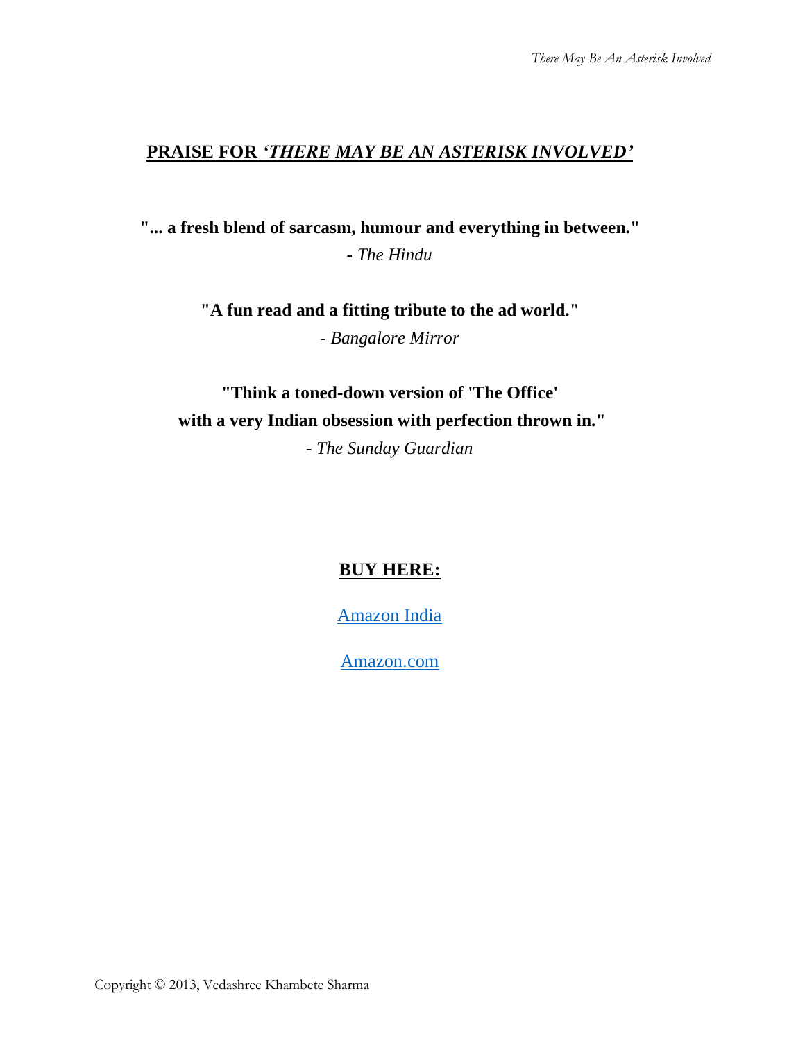## **PRAISE FOR *'THERE MAY BE AN ASTERISK INVOLVED'***

**"... a fresh blend of sarcasm, humour and everything in between."**
- *The Hindu*

**"A fun read and a fitting tribute to the ad world."**
- *Bangalore Mirror*

**"Think a toned-down version of 'The Office' with a very Indian obsession with perfection thrown in."**
- *The Sunday Guardian*

## **BUY HERE:**

Amazon India

Amazon.com

Copyright © 2013, Vedashree Khambete Sharma